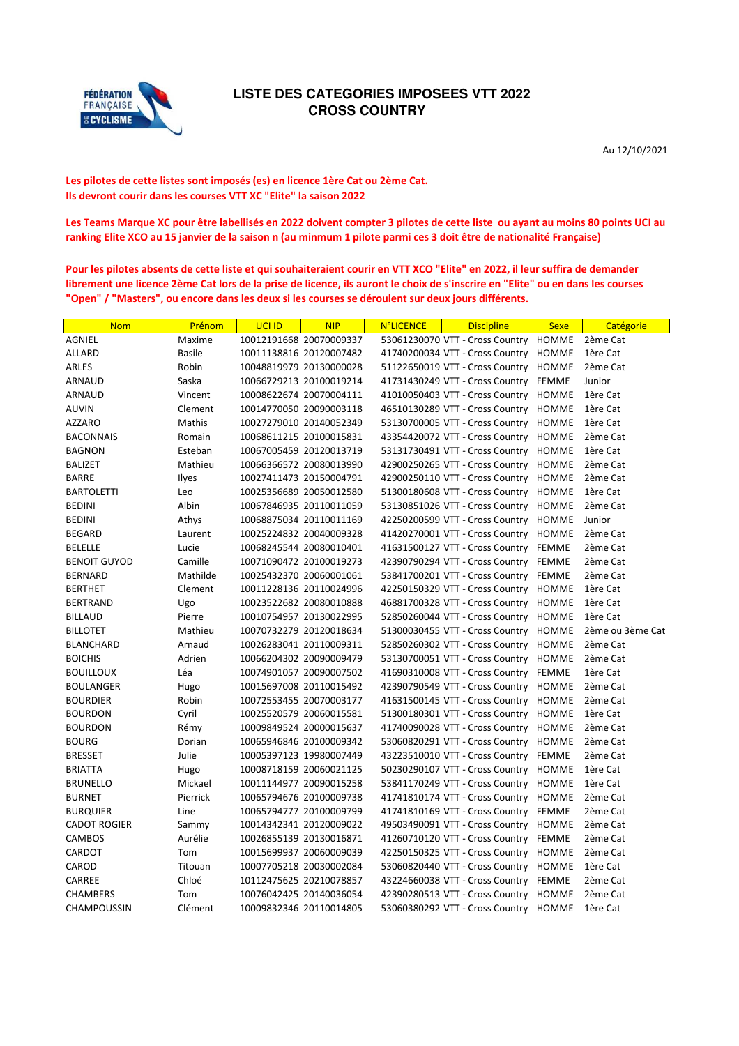# LISTE DES CATEGORIES IMPOSEES VTT 2022
## CROSS COUNTRY

Au 12/10/2021

**Les pilotes de cette listes sont imposés (es) en licence 1ère Cat ou 2ème Cat.**
**Ils devront courir dans les courses VTT XC "Elite" la saison 2022**

**Les Teams Marque XC pour être labellisés en 2022 doivent compter 3 pilotes de cette liste ou ayant au moins 80 points UCI au ranking Elite XCO au 15 janvier de la saison n (au minmum 1 pilote parmi ces 3 doit être de nationalité Française)**

**Pour les pilotes absents de cette liste et qui souhaiteraient courir en VTT XCO "Elite" en 2022, il leur suffira de demander librement une licence 2ème Cat lors de la prise de licence, ils auront le choix de s'inscrire en "Elite" ou en dans les courses "Open" / "Masters", ou encore dans les deux si les courses se déroulent sur deux jours différents.**

| Nom | Prénom | UCI ID | NIP | N°LICENCE | Discipline | Sexe | Catégorie |
|---|---|---|---|---|---|---|---|
| AGNIEL | Maxime | 10012191668 | 20070009337 | 53061230070 | VTT - Cross Country | HOMME | 2ème Cat |
| ALLARD | Basile | 10011138816 | 20120007482 | 41740200034 | VTT - Cross Country | HOMME | 1ère Cat |
| ARLES | Robin | 10048819979 | 20130000028 | 51122650019 | VTT - Cross Country | HOMME | 2ème Cat |
| ARNAUD | Saska | 10066729213 | 20100019214 | 41731430249 | VTT - Cross Country | FEMME | Junior |
| ARNAUD | Vincent | 10008622674 | 20070004111 | 41010050403 | VTT - Cross Country | HOMME | 1ère Cat |
| AUVIN | Clement | 10014770050 | 20090003118 | 46510130289 | VTT - Cross Country | HOMME | 1ère Cat |
| AZZARO | Mathis | 10027279010 | 20140052349 | 53130700005 | VTT - Cross Country | HOMME | 1ère Cat |
| BACONNAIS | Romain | 10068611215 | 20100015831 | 43354420072 | VTT - Cross Country | HOMME | 2ème Cat |
| BAGNON | Esteban | 10067005459 | 20120013719 | 53131730491 | VTT - Cross Country | HOMME | 1ère Cat |
| BALIZET | Mathieu | 10066366572 | 20080013990 | 42900250265 | VTT - Cross Country | HOMME | 2ème Cat |
| BARRE | Ilyes | 10027411473 | 20150004791 | 42900250110 | VTT - Cross Country | HOMME | 2ème Cat |
| BARTOLETTI | Leo | 10025356689 | 20050012580 | 51300180608 | VTT - Cross Country | HOMME | 1ère Cat |
| BEDINI | Albin | 10067846935 | 20110011059 | 53130851026 | VTT - Cross Country | HOMME | 2ème Cat |
| BEDINI | Athys | 10068875034 | 20110011169 | 42250200599 | VTT - Cross Country | HOMME | Junior |
| BEGARD | Laurent | 10025224832 | 20040009328 | 41420270001 | VTT - Cross Country | HOMME | 2ème Cat |
| BELELLE | Lucie | 10068245544 | 20080010401 | 41631500127 | VTT - Cross Country | FEMME | 2ème Cat |
| BENOIT GUYOD | Camille | 10071090472 | 20100019273 | 42390790294 | VTT - Cross Country | FEMME | 2ème Cat |
| BERNARD | Mathilde | 10025432370 | 20060001061 | 53841700201 | VTT - Cross Country | FEMME | 2ème Cat |
| BERTHET | Clement | 10011228136 | 20110024996 | 42250150329 | VTT - Cross Country | HOMME | 1ère Cat |
| BERTRAND | Ugo | 10023522682 | 20080010888 | 46881700328 | VTT - Cross Country | HOMME | 1ère Cat |
| BILLAUD | Pierre | 10010754957 | 20130022995 | 52850260044 | VTT - Cross Country | HOMME | 1ère Cat |
| BILLOTET | Mathieu | 10070732279 | 20120018634 | 51300030455 | VTT - Cross Country | HOMME | 2ème ou 3ème Cat |
| BLANCHARD | Arnaud | 10026283041 | 20110009311 | 52850260302 | VTT - Cross Country | HOMME | 2ème Cat |
| BOICHIS | Adrien | 10066204302 | 20090009479 | 53130700051 | VTT - Cross Country | HOMME | 2ème Cat |
| BOUILLOUX | Léa | 10074901057 | 20090007502 | 41690310008 | VTT - Cross Country | FEMME | 1ère Cat |
| BOULANGER | Hugo | 10015697008 | 20110015492 | 42390790549 | VTT - Cross Country | HOMME | 2ème Cat |
| BOURDIER | Robin | 10072553455 | 20070003177 | 41631500145 | VTT - Cross Country | HOMME | 2ème Cat |
| BOURDON | Cyril | 10025520579 | 20060015581 | 51300180301 | VTT - Cross Country | HOMME | 1ère Cat |
| BOURDON | Rémy | 10009849524 | 20000015637 | 41740090028 | VTT - Cross Country | HOMME | 2ème Cat |
| BOURG | Dorian | 10065946846 | 20100009342 | 53060820291 | VTT - Cross Country | HOMME | 2ème Cat |
| BRESSET | Julie | 10005397123 | 19980007449 | 43223510010 | VTT - Cross Country | FEMME | 2ème Cat |
| BRIATTA | Hugo | 10008718159 | 20060021125 | 50230290107 | VTT - Cross Country | HOMME | 1ère Cat |
| BRUNELLO | Mickael | 10011144977 | 20090015258 | 53841170249 | VTT - Cross Country | HOMME | 1ère Cat |
| BURNET | Pierrick | 10065794676 | 20100009738 | 41741810174 | VTT - Cross Country | HOMME | 2ème Cat |
| BURQUIER | Line | 10065794777 | 20100009799 | 41741810169 | VTT - Cross Country | FEMME | 2ème Cat |
| CADOT ROGIER | Sammy | 10014342341 | 20120009022 | 49503490091 | VTT - Cross Country | HOMME | 2ème Cat |
| CAMBOS | Aurélie | 10026855139 | 20130016871 | 41260710120 | VTT - Cross Country | FEMME | 2ème Cat |
| CARDOT | Tom | 10015699937 | 20060009039 | 42250150325 | VTT - Cross Country | HOMME | 2ème Cat |
| CAROD | Titouan | 10007705218 | 20030002084 | 53060820440 | VTT - Cross Country | HOMME | 1ère Cat |
| CARREE | Chloé | 10112475625 | 20210078857 | 43224660038 | VTT - Cross Country | FEMME | 2ème Cat |
| CHAMBERS | Tom | 10076042425 | 20140036054 | 42390280513 | VTT - Cross Country | HOMME | 2ème Cat |
| CHAMPOUSSIN | Clément | 10009832346 | 20110014805 | 53060380292 | VTT - Cross Country | HOMME | 1ère Cat |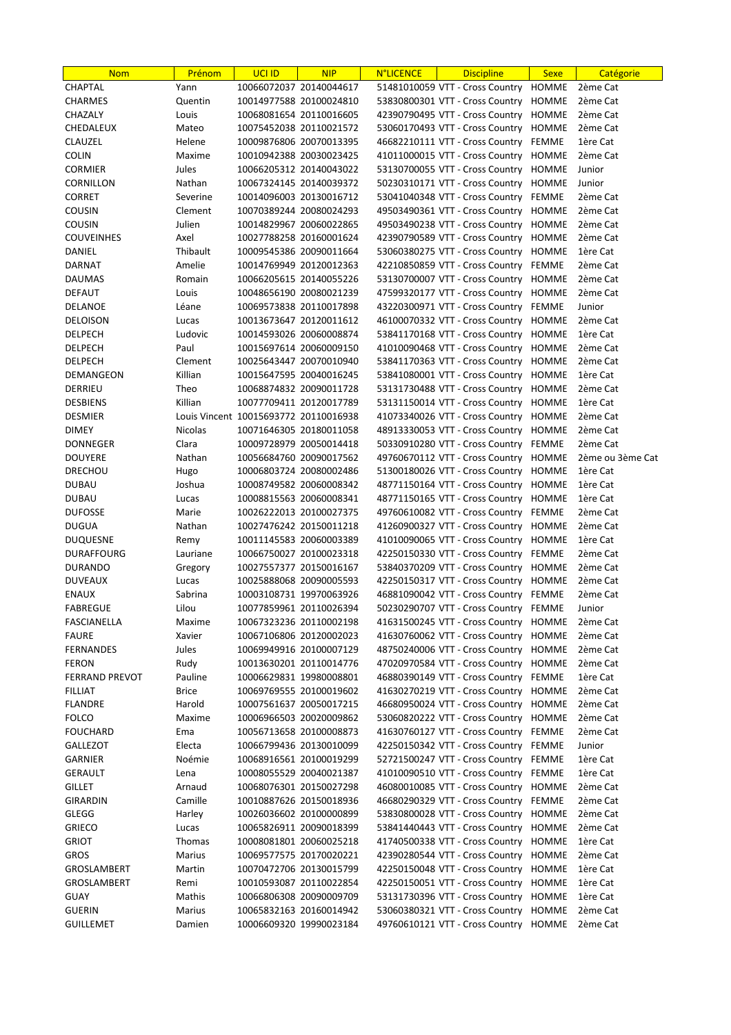| Nom | Prénom | UCI ID | NIP | N°LICENCE | Discipline | Sexe | Catégorie |
|---|---|---|---|---|---|---|---|
| CHAPTAL | Yann | 10066072037 | 20140044617 | 51481010059 | VTT - Cross Country | HOMME | 2ème Cat |
| CHARMES | Quentin | 10014977588 | 20100024810 | 53830800301 | VTT - Cross Country | HOMME | 2ème Cat |
| CHAZALY | Louis | 10068081654 | 20110016605 | 42390790495 | VTT - Cross Country | HOMME | 2ème Cat |
| CHEDALEUX | Mateo | 10075452038 | 20110021572 | 53060170493 | VTT - Cross Country | HOMME | 2ème Cat |
| CLAUZEL | Helene | 10009876806 | 20070013395 | 46682210111 | VTT - Cross Country | FEMME | 1ère Cat |
| COLIN | Maxime | 10010942388 | 20030023425 | 41011000015 | VTT - Cross Country | HOMME | 2ème Cat |
| CORMIER | Jules | 10066205312 | 20140043022 | 53130700055 | VTT - Cross Country | HOMME | Junior |
| CORNILLON | Nathan | 10067324145 | 20140039372 | 50230310171 | VTT - Cross Country | HOMME | Junior |
| CORRET | Severine | 10014096003 | 20130016712 | 53041040348 | VTT - Cross Country | FEMME | 2ème Cat |
| COUSIN | Clement | 10070389244 | 20080024293 | 49503490361 | VTT - Cross Country | HOMME | 2ème Cat |
| COUSIN | Julien | 10014829967 | 20060022865 | 49503490238 | VTT - Cross Country | HOMME | 2ème Cat |
| COUVEINHES | Axel | 10027788258 | 20160001624 | 42390790589 | VTT - Cross Country | HOMME | 2ème Cat |
| DANIEL | Thibault | 10009545386 | 20090011664 | 53060380275 | VTT - Cross Country | HOMME | 1ère Cat |
| DARNAT | Amelie | 10014769949 | 20120012363 | 42210850859 | VTT - Cross Country | FEMME | 2ème Cat |
| DAUMAS | Romain | 10066205615 | 20140055226 | 53130700007 | VTT - Cross Country | HOMME | 2ème Cat |
| DEFAUT | Louis | 10048656190 | 20080021239 | 47599320177 | VTT - Cross Country | HOMME | 2ème Cat |
| DELANOE | Léane | 10069573838 | 20110017898 | 43220300971 | VTT - Cross Country | FEMME | Junior |
| DELOISON | Lucas | 10013673647 | 20120011612 | 46100070332 | VTT - Cross Country | HOMME | 2ème Cat |
| DELPECH | Ludovic | 10014593026 | 20060008874 | 53841170168 | VTT - Cross Country | HOMME | 1ère Cat |
| DELPECH | Paul | 10015697614 | 20060009150 | 41010090468 | VTT - Cross Country | HOMME | 2ème Cat |
| DELPECH | Clement | 10025643447 | 20070010940 | 53841170363 | VTT - Cross Country | HOMME | 2ème Cat |
| DEMANGEON | Killian | 10015647595 | 20040016245 | 53841080001 | VTT - Cross Country | HOMME | 1ère Cat |
| DERRIEU | Theo | 10068874832 | 20090011728 | 53131730488 | VTT - Cross Country | HOMME | 2ème Cat |
| DESBIENS | Killian | 10077709411 | 20120017789 | 53131150014 | VTT - Cross Country | HOMME | 1ère Cat |
| DESMIER | Louis Vincent | 10015693772 | 20110016938 | 41073340026 | VTT - Cross Country | HOMME | 2ème Cat |
| DIMEY | Nicolas | 10071646305 | 20180011058 | 48913330053 | VTT - Cross Country | HOMME | 2ème Cat |
| DONNEGER | Clara | 10009728979 | 20050014418 | 50330910280 | VTT - Cross Country | FEMME | 2ème Cat |
| DOUYERE | Nathan | 10056684760 | 20090017562 | 49760670112 | VTT - Cross Country | HOMME | 2ème ou 3ème Cat |
| DRECHOU | Hugo | 10006803724 | 20080002486 | 51300180026 | VTT - Cross Country | HOMME | 1ère Cat |
| DUBAU | Joshua | 10008749582 | 20060008342 | 48771150164 | VTT - Cross Country | HOMME | 1ère Cat |
| DUBAU | Lucas | 10008815563 | 20060008341 | 48771150165 | VTT - Cross Country | HOMME | 1ère Cat |
| DUFOSSE | Marie | 10026222013 | 20100027375 | 49760610082 | VTT - Cross Country | FEMME | 2ème Cat |
| DUGUA | Nathan | 10027476242 | 20150011218 | 41260900327 | VTT - Cross Country | HOMME | 2ème Cat |
| DUQUESNE | Remy | 10011145583 | 20060003389 | 41010090065 | VTT - Cross Country | HOMME | 1ère Cat |
| DURAFFOURG | Lauriane | 10066750027 | 20100023318 | 42250150330 | VTT - Cross Country | FEMME | 2ème Cat |
| DURANDO | Gregory | 10027557377 | 20150016167 | 53840370209 | VTT - Cross Country | HOMME | 2ème Cat |
| DUVEAUX | Lucas | 10025888068 | 20090005593 | 42250150317 | VTT - Cross Country | HOMME | 2ème Cat |
| ENAUX | Sabrina | 10003108731 | 19970063926 | 46881090042 | VTT - Cross Country | FEMME | 2ème Cat |
| FABREGUE | Lilou | 10077859961 | 20110026394 | 50230290707 | VTT - Cross Country | FEMME | Junior |
| FASCIANELLA | Maxime | 10067323236 | 20110002198 | 41631500245 | VTT - Cross Country | HOMME | 2ème Cat |
| FAURE | Xavier | 10067106806 | 20120002023 | 41630760062 | VTT - Cross Country | HOMME | 2ème Cat |
| FERNANDES | Jules | 10069949916 | 20100007129 | 48750240006 | VTT - Cross Country | HOMME | 2ème Cat |
| FERON | Rudy | 10013630201 | 20110014776 | 47020970584 | VTT - Cross Country | HOMME | 2ème Cat |
| FERRAND PREVOT | Pauline | 10006629831 | 19980008801 | 46880390149 | VTT - Cross Country | FEMME | 1ère Cat |
| FILLIAT | Brice | 10069769555 | 20100019602 | 41630270219 | VTT - Cross Country | HOMME | 2ème Cat |
| FLANDRE | Harold | 10007561637 | 20050017215 | 46680950024 | VTT - Cross Country | HOMME | 2ème Cat |
| FOLCO | Maxime | 10006966503 | 20020009862 | 53060820222 | VTT - Cross Country | HOMME | 2ème Cat |
| FOUCHARD | Ema | 10056713658 | 20100008873 | 41630760127 | VTT - Cross Country | FEMME | 2ème Cat |
| GALLEZOT | Electa | 10066799436 | 20130010099 | 42250150342 | VTT - Cross Country | FEMME | Junior |
| GARNIER | Noémie | 10068916561 | 20100019299 | 52721500247 | VTT - Cross Country | FEMME | 1ère Cat |
| GERAULT | Lena | 10008055529 | 20040021387 | 41010090510 | VTT - Cross Country | FEMME | 1ère Cat |
| GILLET | Arnaud | 10068076301 | 20150027298 | 46080010085 | VTT - Cross Country | HOMME | 2ème Cat |
| GIRARDIN | Camille | 10010887626 | 20150018936 | 46680290329 | VTT - Cross Country | FEMME | 2ème Cat |
| GLEGG | Harley | 10026036602 | 20100000899 | 53830800028 | VTT - Cross Country | HOMME | 2ème Cat |
| GRIECO | Lucas | 10065826911 | 20090018399 | 53841440443 | VTT - Cross Country | HOMME | 2ème Cat |
| GRIOT | Thomas | 10008081801 | 20060025218 | 41740500338 | VTT - Cross Country | HOMME | 1ère Cat |
| GROS | Marius | 10069577975 | 20170020221 | 42390280544 | VTT - Cross Country | HOMME | 2ème Cat |
| GROSLAMBERT | Martin | 10070472706 | 20130015799 | 42250150048 | VTT - Cross Country | HOMME | 1ère Cat |
| GROSLAMBERT | Remi | 10010593087 | 20110022854 | 42250150051 | VTT - Cross Country | HOMME | 1ère Cat |
| GUAY | Mathis | 10066806308 | 20090009709 | 53131730396 | VTT - Cross Country | HOMME | 1ère Cat |
| GUERIN | Marius | 10065832163 | 20160014942 | 53060380321 | VTT - Cross Country | HOMME | 2ème Cat |
| GUILLEMET | Damien | 10006609320 | 19990023184 | 49760610121 | VTT - Cross Country | HOMME | 2ème Cat |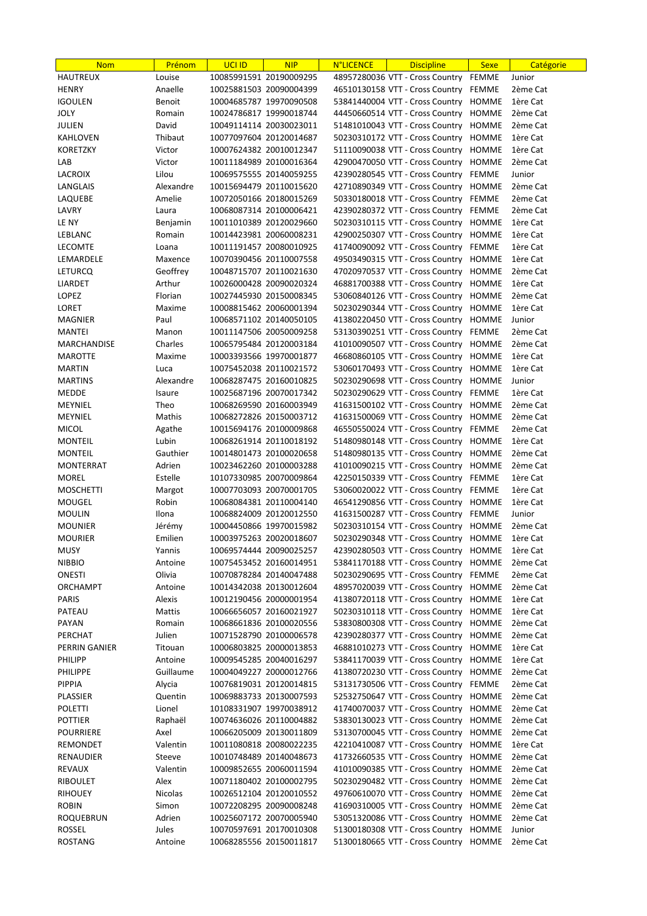| Nom | Prénom | UCI ID | NIP | N°LICENCE | Discipline | Sexe | Catégorie |
|---|---|---|---|---|---|---|---|
| HAUTREUX | Louise | 10085991591 | 20190009295 | 48957280036 | VTT - Cross Country | FEMME | Junior |
| HENRY | Anaelle | 10025881503 | 20090004399 | 46510130158 | VTT - Cross Country | FEMME | 2ème Cat |
| IGOULEN | Benoit | 10004685787 | 19970090508 | 53841440004 | VTT - Cross Country | HOMME | 1ère Cat |
| JOLY | Romain | 10024786817 | 19990018744 | 44450660514 | VTT - Cross Country | HOMME | 2ème Cat |
| JULIEN | David | 10049114114 | 20030023011 | 51481010043 | VTT - Cross Country | HOMME | 2ème Cat |
| KAHLOVEN | Thibaut | 10077097604 | 20120014687 | 50230310172 | VTT - Cross Country | HOMME | 1ère Cat |
| KORETZKY | Victor | 10007624382 | 20010012347 | 51110090038 | VTT - Cross Country | HOMME | 1ère Cat |
| LAB | Victor | 10011184989 | 20100016364 | 42900470050 | VTT - Cross Country | HOMME | 2ème Cat |
| LACROIX | Lilou | 10069575555 | 20140059255 | 42390280545 | VTT - Cross Country | FEMME | Junior |
| LANGLAIS | Alexandre | 10015694479 | 20110015620 | 42710890349 | VTT - Cross Country | HOMME | 2ème Cat |
| LAQUEBE | Amelie | 10072050166 | 20180015269 | 50330180018 | VTT - Cross Country | FEMME | 2ème Cat |
| LAVRY | Laura | 10068087314 | 20100006421 | 42390280372 | VTT - Cross Country | FEMME | 2ème Cat |
| LE NY | Benjamin | 10011010389 | 20120029660 | 50230310115 | VTT - Cross Country | HOMME | 1ère Cat |
| LEBLANC | Romain | 10014423981 | 20060008231 | 42900250307 | VTT - Cross Country | HOMME | 1ère Cat |
| LECOMTE | Loana | 10011191457 | 20080010925 | 41740090092 | VTT - Cross Country | FEMME | 1ère Cat |
| LEMARDELE | Maxence | 10070390456 | 20110007558 | 49503490315 | VTT - Cross Country | HOMME | 1ère Cat |
| LETURCQ | Geoffrey | 10048715707 | 20110021630 | 47020970537 | VTT - Cross Country | HOMME | 2ème Cat |
| LIARDET | Arthur | 10026000428 | 20090020324 | 46881700388 | VTT - Cross Country | HOMME | 1ère Cat |
| LOPEZ | Florian | 10027445930 | 20150008345 | 53060840126 | VTT - Cross Country | HOMME | 2ème Cat |
| LORET | Maxime | 10008815462 | 20060001394 | 50230290344 | VTT - Cross Country | HOMME | 1ère Cat |
| MAGNIER | Paul | 10068571102 | 20140050105 | 41380220450 | VTT - Cross Country | HOMME | Junior |
| MANTEI | Manon | 10011147506 | 20050009258 | 53130390251 | VTT - Cross Country | FEMME | 2ème Cat |
| MARCHANDISE | Charles | 10065795484 | 20120003184 | 41010090507 | VTT - Cross Country | HOMME | 2ème Cat |
| MAROTTE | Maxime | 10003393566 | 19970001877 | 46680860105 | VTT - Cross Country | HOMME | 1ère Cat |
| MARTIN | Luca | 10075452038 | 20110021572 | 53060170493 | VTT - Cross Country | HOMME | 1ère Cat |
| MARTINS | Alexandre | 10068287475 | 20160010825 | 50230290698 | VTT - Cross Country | HOMME | Junior |
| MEDDE | Isaure | 10025687196 | 20070017342 | 50230290629 | VTT - Cross Country | FEMME | 1ère Cat |
| MEYNIEL | Theo | 10068269590 | 20160003949 | 41631500102 | VTT - Cross Country | HOMME | 2ème Cat |
| MEYNIEL | Mathis | 10068272826 | 20150003712 | 41631500069 | VTT - Cross Country | HOMME | 2ème Cat |
| MICOL | Agathe | 10015694176 | 20100009868 | 46550550024 | VTT - Cross Country | FEMME | 2ème Cat |
| MONTEIL | Lubin | 10068261914 | 20110018192 | 51480980148 | VTT - Cross Country | HOMME | 1ère Cat |
| MONTEIL | Gauthier | 10014801473 | 20100020658 | 51480980135 | VTT - Cross Country | HOMME | 2ème Cat |
| MONTERRAT | Adrien | 10023462260 | 20100003288 | 41010090215 | VTT - Cross Country | HOMME | 2ème Cat |
| MOREL | Estelle | 10107330985 | 20070009864 | 42250150339 | VTT - Cross Country | FEMME | 1ère Cat |
| MOSCHETTI | Margot | 10007703093 | 20070001705 | 53060020022 | VTT - Cross Country | FEMME | 1ère Cat |
| MOUGEL | Robin | 10068084381 | 20110004140 | 46541290856 | VTT - Cross Country | HOMME | 1ère Cat |
| MOULIN | Ilona | 10068824009 | 20120012550 | 41631500287 | VTT - Cross Country | FEMME | Junior |
| MOUNIER | Jérémy | 10004450866 | 19970015982 | 50230310154 | VTT - Cross Country | HOMME | 2ème Cat |
| MOURIER | Emilien | 10003975263 | 20020018607 | 50230290348 | VTT - Cross Country | HOMME | 1ère Cat |
| MUSY | Yannis | 10069574444 | 20090025257 | 42390280503 | VTT - Cross Country | HOMME | 1ère Cat |
| NIBBIO | Antoine | 10075453452 | 20160014951 | 53841170188 | VTT - Cross Country | HOMME | 2ème Cat |
| ONESTI | Olivia | 10070878284 | 20140047488 | 50230290695 | VTT - Cross Country | FEMME | 2ème Cat |
| ORCHAMPT | Antoine | 10014342038 | 20130012604 | 48957020039 | VTT - Cross Country | HOMME | 2ème Cat |
| PARIS | Alexis | 10012190456 | 20000001954 | 41380720118 | VTT - Cross Country | HOMME | 1ère Cat |
| PATEAU | Mattis | 10066656057 | 20160021927 | 50230310118 | VTT - Cross Country | HOMME | 1ère Cat |
| PAYAN | Romain | 10068661836 | 20100020556 | 53830800308 | VTT - Cross Country | HOMME | 2ème Cat |
| PERCHAT | Julien | 10071528790 | 20100006578 | 42390280377 | VTT - Cross Country | HOMME | 2ème Cat |
| PERRIN GANIER | Titouan | 10006803825 | 20000013853 | 46881010273 | VTT - Cross Country | HOMME | 1ère Cat |
| PHILIPP | Antoine | 10009545285 | 20040016297 | 53841170039 | VTT - Cross Country | HOMME | 1ère Cat |
| PHILIPPE | Guillaume | 10004049227 | 20000012766 | 41380720230 | VTT - Cross Country | HOMME | 2ème Cat |
| PIPPIA | Alycia | 10076819031 | 20120014815 | 53131730506 | VTT - Cross Country | FEMME | 2ème Cat |
| PLASSIER | Quentin | 10069883733 | 20130007593 | 52532750647 | VTT - Cross Country | HOMME | 2ème Cat |
| POLETTI | Lionel | 10108331907 | 19970038912 | 41740070037 | VTT - Cross Country | HOMME | 2ème Cat |
| POTTIER | Raphaël | 10074636026 | 20110004882 | 53830130023 | VTT - Cross Country | HOMME | 2ème Cat |
| POURRIERE | Axel | 10066205009 | 20130011809 | 53130700045 | VTT - Cross Country | HOMME | 2ème Cat |
| REMONDET | Valentin | 10011080818 | 20080022235 | 42210410087 | VTT - Cross Country | HOMME | 1ère Cat |
| RENAUDIER | Steeve | 10010748489 | 20140048673 | 41732660535 | VTT - Cross Country | HOMME | 2ème Cat |
| REVAUX | Valentin | 10009852655 | 20060011594 | 41010090385 | VTT - Cross Country | HOMME | 2ème Cat |
| RIBOULET | Alex | 10071180402 | 20100002795 | 50230290482 | VTT - Cross Country | HOMME | 2ème Cat |
| RIHOUEY | Nicolas | 10026512104 | 20120010552 | 49760610070 | VTT - Cross Country | HOMME | 2ème Cat |
| ROBIN | Simon | 10072208295 | 20090008248 | 41690310005 | VTT - Cross Country | HOMME | 2ème Cat |
| ROQUEBRUN | Adrien | 10025607172 | 20070005940 | 53051320086 | VTT - Cross Country | HOMME | 2ème Cat |
| ROSSEL | Jules | 10070597691 | 20170010308 | 51300180308 | VTT - Cross Country | HOMME | Junior |
| ROSTANG | Antoine | 10068285556 | 20150011817 | 51300180665 | VTT - Cross Country | HOMME | 2ème Cat |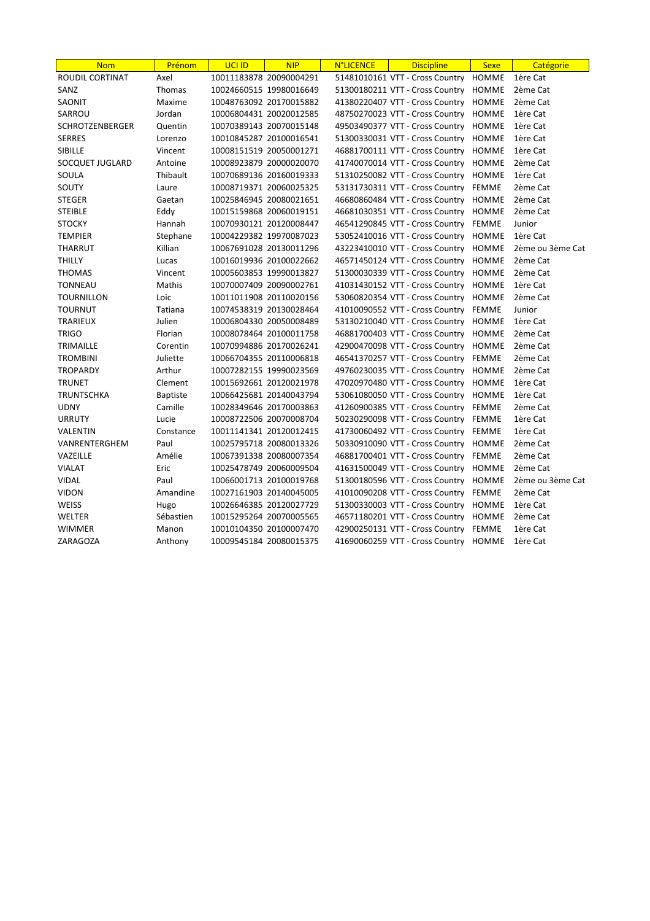| Nom | Prénom | UCI ID | NIP | N°LICENCE | Discipline | Sexe | Catégorie |
|---|---|---|---|---|---|---|---|
| ROUDIL CORTINAT | Axel | 10011183878 | 20090004291 | 51481010161 | VTT - Cross Country | HOMME | 1ère Cat |
| SANZ | Thomas | 10024660515 | 19980016649 | 51300180211 | VTT - Cross Country | HOMME | 2ème Cat |
| SAONIT | Maxime | 10048763092 | 20170015882 | 41380220407 | VTT - Cross Country | HOMME | 2ème Cat |
| SARROU | Jordan | 10006804431 | 20020012585 | 48750270023 | VTT - Cross Country | HOMME | 1ère Cat |
| SCHROTZENBERGER | Quentin | 10070389143 | 20070015148 | 49503490377 | VTT - Cross Country | HOMME | 1ère Cat |
| SERRES | Lorenzo | 10010845287 | 20100016541 | 51300330031 | VTT - Cross Country | HOMME | 1ère Cat |
| SIBILLE | Vincent | 10008151519 | 20050001271 | 46881700111 | VTT - Cross Country | HOMME | 1ère Cat |
| SOCQUET JUGLARD | Antoine | 10008923879 | 20000020070 | 41740070014 | VTT - Cross Country | HOMME | 2ème Cat |
| SOULA | Thibault | 10070689136 | 20160019333 | 51310250082 | VTT - Cross Country | HOMME | 1ère Cat |
| SOUTY | Laure | 10008719371 | 20060025325 | 53131730311 | VTT - Cross Country | FEMME | 2ème Cat |
| STEGER | Gaetan | 10025846945 | 20080021651 | 46680860484 | VTT - Cross Country | HOMME | 2ème Cat |
| STEIBLE | Eddy | 10015159868 | 20060019151 | 46681030351 | VTT - Cross Country | HOMME | 2ème Cat |
| STOCKY | Hannah | 10070930121 | 20120008447 | 46541290845 | VTT - Cross Country | FEMME | Junior |
| TEMPIER | Stephane | 10004229382 | 19970087023 | 53052410016 | VTT - Cross Country | HOMME | 1ère Cat |
| THARRUT | Killian | 10067691028 | 20130011296 | 43223410010 | VTT - Cross Country | HOMME | 2ème ou 3ème Cat |
| THILLY | Lucas | 10016019936 | 20100022662 | 46571450124 | VTT - Cross Country | HOMME | 2ème Cat |
| THOMAS | Vincent | 10005603853 | 19990013827 | 51300030339 | VTT - Cross Country | HOMME | 2ème Cat |
| TONNEAU | Mathis | 10070007409 | 20090002761 | 41031430152 | VTT - Cross Country | HOMME | 1ère Cat |
| TOURNILLON | Loic | 10011011908 | 20110020156 | 53060820354 | VTT - Cross Country | HOMME | 2ème Cat |
| TOURNUT | Tatiana | 10074538319 | 20130028464 | 41010090552 | VTT - Cross Country | FEMME | Junior |
| TRARIEUX | Julien | 10006804330 | 20050008489 | 53130210040 | VTT - Cross Country | HOMME | 1ère Cat |
| TRIGO | Florian | 10008078464 | 20100011758 | 46881700403 | VTT - Cross Country | HOMME | 2ème Cat |
| TRIMAILLE | Corentin | 10070994886 | 20170026241 | 42900470098 | VTT - Cross Country | HOMME | 2ème Cat |
| TROMBINI | Juliette | 10066704355 | 20110006818 | 46541370257 | VTT - Cross Country | FEMME | 2ème Cat |
| TROPARDY | Arthur | 10007282155 | 19990023569 | 49760230035 | VTT - Cross Country | HOMME | 2ème Cat |
| TRUNET | Clement | 10015692661 | 20120021978 | 47020970480 | VTT - Cross Country | HOMME | 1ère Cat |
| TRUNTSCHKA | Baptiste | 10066425681 | 20140043794 | 53061080050 | VTT - Cross Country | HOMME | 1ère Cat |
| UDNY | Camille | 10028349646 | 20170003863 | 41260900385 | VTT - Cross Country | FEMME | 2ème Cat |
| URRUTY | Lucie | 10008722506 | 20070008704 | 50230290098 | VTT - Cross Country | FEMME | 1ère Cat |
| VALENTIN | Constance | 10011141341 | 20120012415 | 41730060492 | VTT - Cross Country | FEMME | 1ère Cat |
| VANRENTERGHEM | Paul | 10025795718 | 20080013326 | 50330910090 | VTT - Cross Country | HOMME | 2ème Cat |
| VAZEILLE | Amélie | 10067391338 | 20080007354 | 46881700401 | VTT - Cross Country | FEMME | 2ème Cat |
| VIALAT | Eric | 10025478749 | 20060009504 | 41631500049 | VTT - Cross Country | HOMME | 2ème Cat |
| VIDAL | Paul | 10066001713 | 20100019768 | 51300180596 | VTT - Cross Country | HOMME | 2ème ou 3ème Cat |
| VIDON | Amandine | 10027161903 | 20140045005 | 41010090208 | VTT - Cross Country | FEMME | 2ème Cat |
| WEISS | Hugo | 10026646385 | 20120027729 | 51300330003 | VTT - Cross Country | HOMME | 1ère Cat |
| WELTER | Sébastien | 10015295264 | 20070005565 | 46571180201 | VTT - Cross Country | HOMME | 2ème Cat |
| WIMMER | Manon | 10010104350 | 20100007470 | 42900250131 | VTT - Cross Country | FEMME | 1ère Cat |
| ZARAGOZA | Anthony | 10009545184 | 20080015375 | 41690060259 | VTT - Cross Country | HOMME | 1ère Cat |